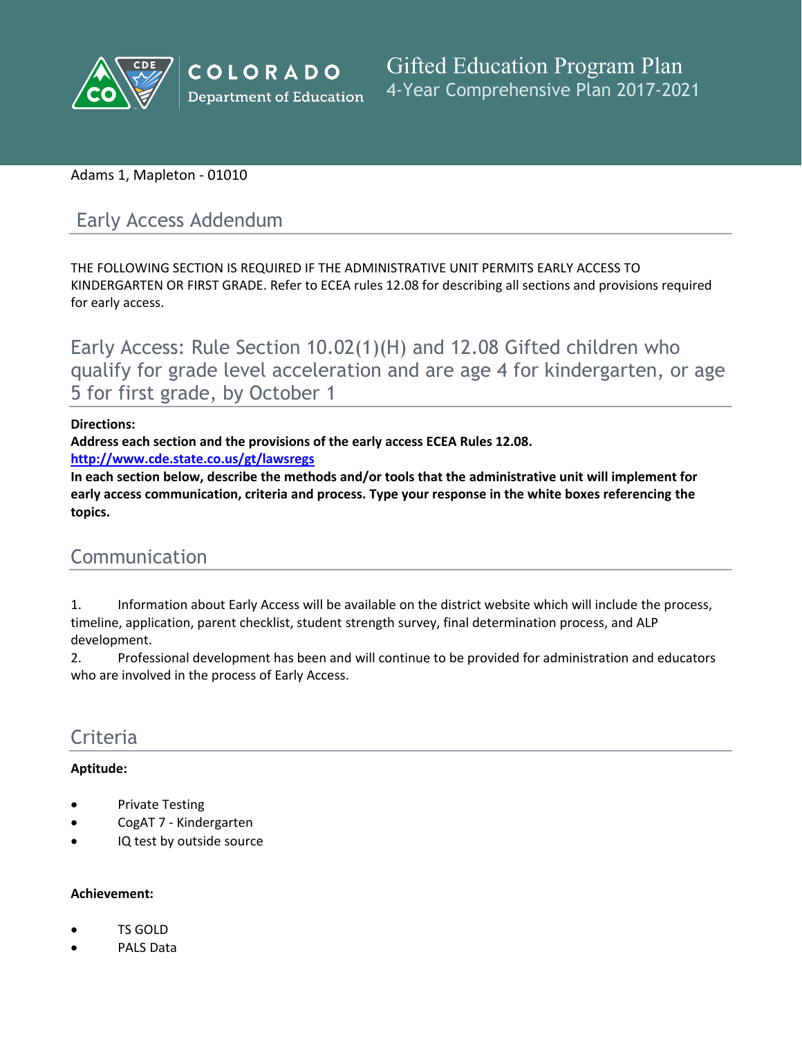# Gifted Education Program Plan
## 4-Year Comprehensive Plan 2017-2021

Adams 1, Mapleton - 01010

## Early Access Addendum

THE FOLLOWING SECTION IS REQUIRED IF THE ADMINISTRATIVE UNIT PERMITS EARLY ACCESS TO KINDERGARTEN OR FIRST GRADE. Refer to ECEA rules 12.08 for describing all sections and provisions required for early access.

## Early Access: Rule Section 10.02(1)(H) and 12.08 Gifted children who qualify for grade level acceleration and are age 4 for kindergarten, or age 5 for first grade, by October 1

**Directions:**
**Address each section and the provisions of the early access ECEA Rules 12.08.**
**http://www.cde.state.co.us/gt/lawsregs**
**In each section below, describe the methods and/or tools that the administrative unit will implement for early access communication, criteria and process. Type your response in the white boxes referencing the topics.**

## Communication

1. Information about Early Access will be available on the district website which will include the process, timeline, application, parent checklist, student strength survey, final determination process, and ALP development.
2. Professional development has been and will continue to be provided for administration and educators who are involved in the process of Early Access.

## Criteria

**Aptitude:**

- Private Testing
- CogAT 7 - Kindergarten
- IQ test by outside source

**Achievement:**

- TS GOLD
- PALS Data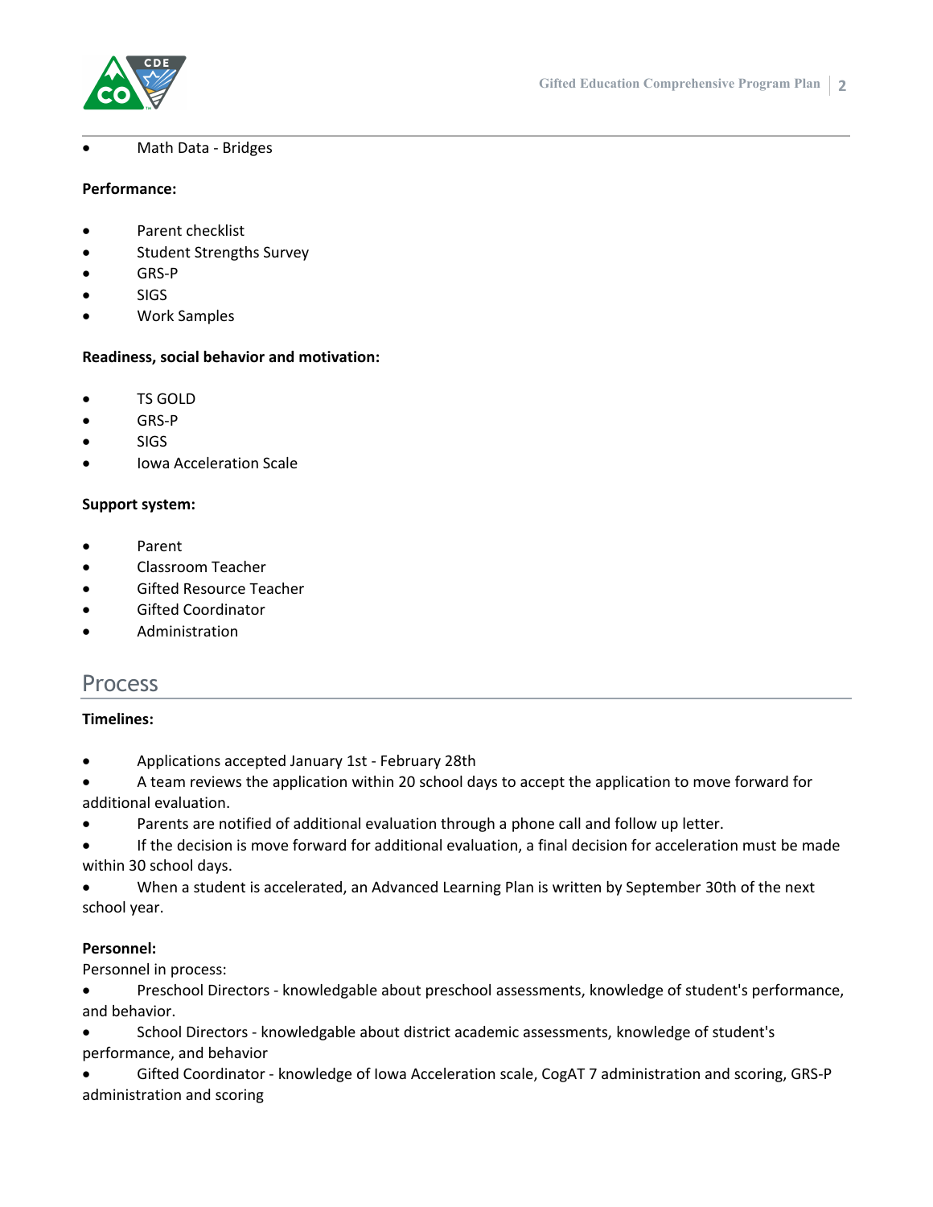- Math Data - Bridges

**Performance:**

- Parent checklist
- Student Strengths Survey
- GRS-P
- SIGS
- Work Samples

**Readiness, social behavior and motivation:**

- TS GOLD
- GRS-P
- SIGS
- Iowa Acceleration Scale

**Support system:**

- Parent
- Classroom Teacher
- Gifted Resource Teacher
- Gifted Coordinator
- Administration

## Process

**Timelines:**

- Applications accepted January 1st - February 28th
- A team reviews the application within 20 school days to accept the application to move forward for additional evaluation.
- Parents are notified of additional evaluation through a phone call and follow up letter.
- If the decision is move forward for additional evaluation, a final decision for acceleration must be made within 30 school days.
- When a student is accelerated, an Advanced Learning Plan is written by September 30th of the next school year.

**Personnel:**

Personnel in process:

- Preschool Directors - knowledgable about preschool assessments, knowledge of student's performance, and behavior.
- School Directors - knowledgable about district academic assessments, knowledge of student's performance, and behavior
- Gifted Coordinator - knowledge of Iowa Acceleration scale, CogAT 7 administration and scoring, GRS-P administration and scoring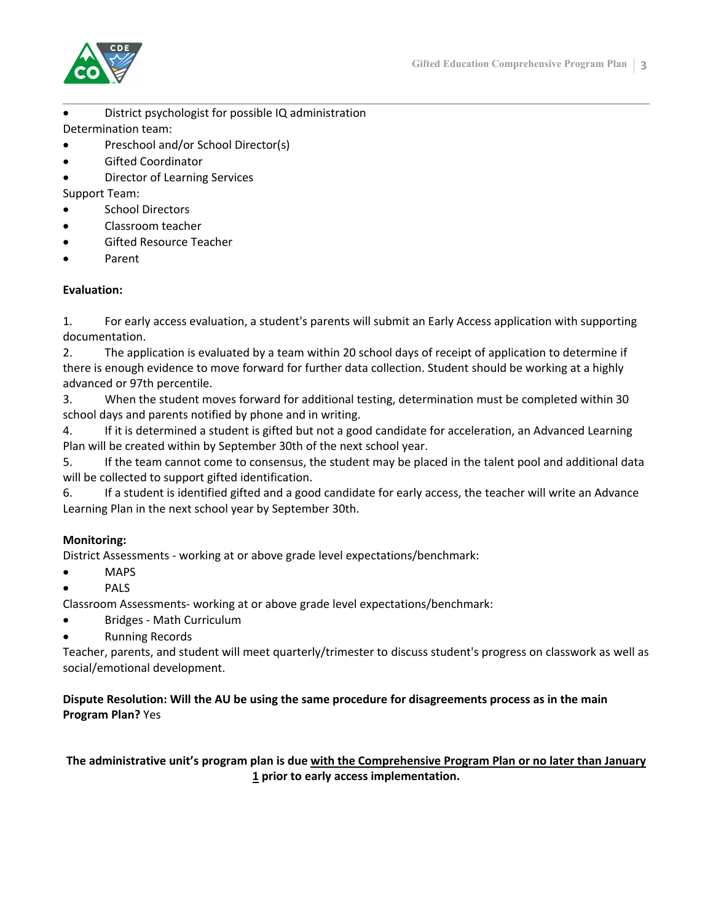- District psychologist for possible IQ administration

Determination team:

- Preschool and/or School Director(s)
- Gifted Coordinator
- Director of Learning Services

Support Team:

- School Directors
- Classroom teacher
- Gifted Resource Teacher
- Parent

**Evaluation:**

1. For early access evaluation, a student's parents will submit an Early Access application with supporting documentation.
2. The application is evaluated by a team within 20 school days of receipt of application to determine if there is enough evidence to move forward for further data collection. Student should be working at a highly advanced or 97th percentile.
3. When the student moves forward for additional testing, determination must be completed within 30 school days and parents notified by phone and in writing.
4. If it is determined a student is gifted but not a good candidate for acceleration, an Advanced Learning Plan will be created within by September 30th of the next school year.
5. If the team cannot come to consensus, the student may be placed in the talent pool and additional data will be collected to support gifted identification.
6. If a student is identified gifted and a good candidate for early access, the teacher will write an Advance Learning Plan in the next school year by September 30th.

**Monitoring:**

District Assessments - working at or above grade level expectations/benchmark:

- MAPS
- PALS

Classroom Assessments- working at or above grade level expectations/benchmark:

- Bridges - Math Curriculum
- Running Records

Teacher, parents, and student will meet quarterly/trimester to discuss student's progress on classwork as well as social/emotional development.

**Dispute Resolution: Will the AU be using the same procedure for disagreements process as in the main Program Plan?** Yes

**The administrative unit's program plan is due <u>with the Comprehensive Program Plan or no later than January 1</u> prior to early access implementation.**